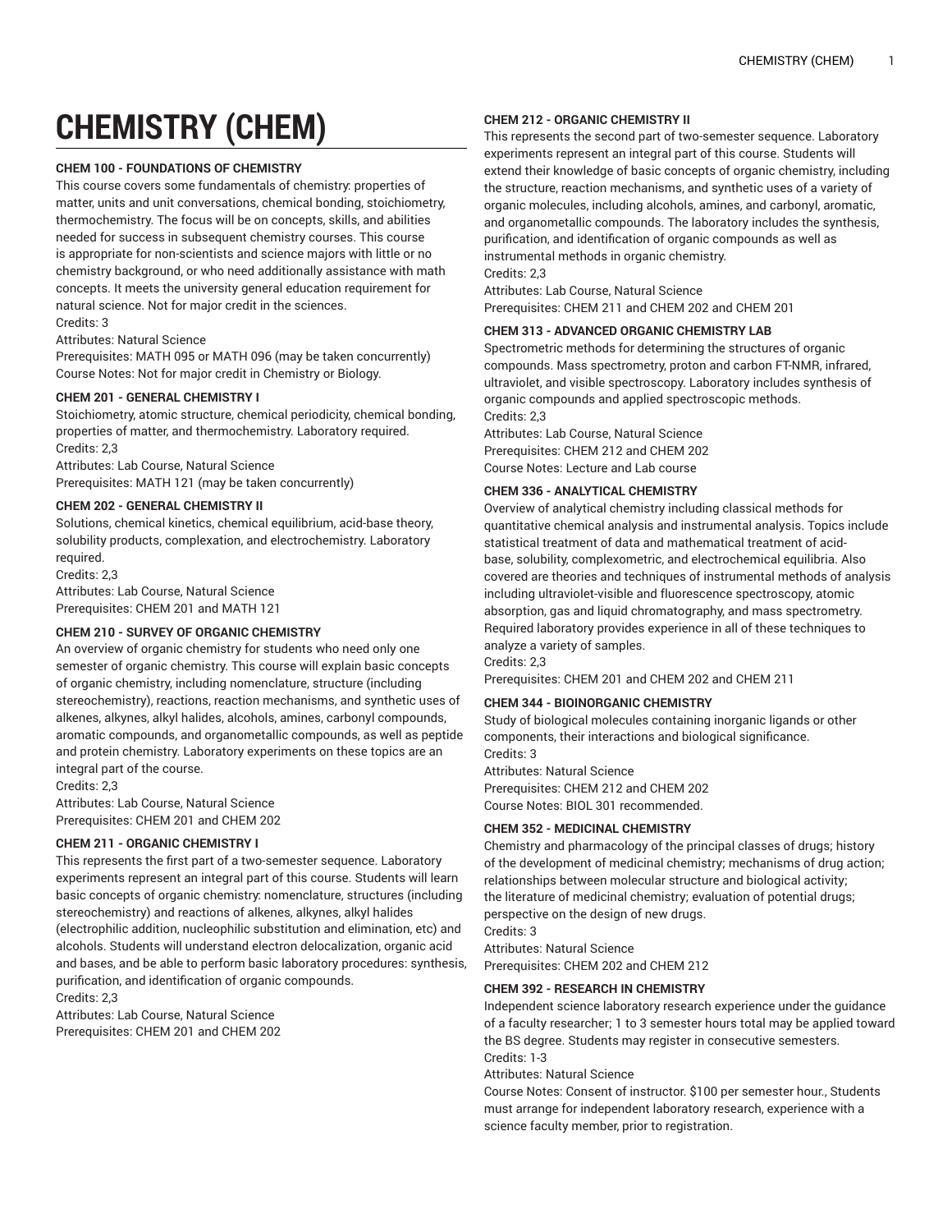# CHEMISTRY (CHEM)

### CHEM 100 - FOUNDATIONS OF CHEMISTRY

This course covers some fundamentals of chemistry: properties of matter, units and unit conversations, chemical bonding, stoichiometry, thermochemistry. The focus will be on concepts, skills, and abilities needed for success in subsequent chemistry courses. This course is appropriate for non-scientists and science majors with little or no chemistry background, or who need additionally assistance with math concepts. It meets the university general education requirement for natural science. Not for major credit in the sciences.

Credits: 3

Attributes: Natural Science

Prerequisites: MATH 095 or MATH 096 (may be taken concurrently)

Course Notes: Not for major credit in Chemistry or Biology.

### CHEM 201 - GENERAL CHEMISTRY I

Stoichiometry, atomic structure, chemical periodicity, chemical bonding, properties of matter, and thermochemistry. Laboratory required.

Credits: 2,3

Attributes: Lab Course, Natural Science

Prerequisites: MATH 121 (may be taken concurrently)

### CHEM 202 - GENERAL CHEMISTRY II

Solutions, chemical kinetics, chemical equilibrium, acid-base theory, solubility products, complexation, and electrochemistry. Laboratory required.

Credits: 2,3

Attributes: Lab Course, Natural Science

Prerequisites: CHEM 201 and MATH 121

### CHEM 210 - SURVEY OF ORGANIC CHEMISTRY

An overview of organic chemistry for students who need only one semester of organic chemistry. This course will explain basic concepts of organic chemistry, including nomenclature, structure (including stereochemistry), reactions, reaction mechanisms, and synthetic uses of alkenes, alkynes, alkyl halides, alcohols, amines, carbonyl compounds, aromatic compounds, and organometallic compounds, as well as peptide and protein chemistry. Laboratory experiments on these topics are an integral part of the course.

Credits: 2,3

Attributes: Lab Course, Natural Science

Prerequisites: CHEM 201 and CHEM 202

### CHEM 211 - ORGANIC CHEMISTRY I

This represents the first part of a two-semester sequence. Laboratory experiments represent an integral part of this course. Students will learn basic concepts of organic chemistry: nomenclature, structures (including stereochemistry) and reactions of alkenes, alkynes, alkyl halides (electrophilic addition, nucleophilic substitution and elimination, etc) and alcohols. Students will understand electron delocalization, organic acid and bases, and be able to perform basic laboratory procedures: synthesis, purification, and identification of organic compounds.

Credits: 2,3

Attributes: Lab Course, Natural Science

Prerequisites: CHEM 201 and CHEM 202

### CHEM 212 - ORGANIC CHEMISTRY II

This represents the second part of two-semester sequence. Laboratory experiments represent an integral part of this course. Students will extend their knowledge of basic concepts of organic chemistry, including the structure, reaction mechanisms, and synthetic uses of a variety of organic molecules, including alcohols, amines, and carbonyl, aromatic, and organometallic compounds. The laboratory includes the synthesis, purification, and identification of organic compounds as well as instrumental methods in organic chemistry.

Credits: 2,3

Attributes: Lab Course, Natural Science

Prerequisites: CHEM 211 and CHEM 202 and CHEM 201

### CHEM 313 - ADVANCED ORGANIC CHEMISTRY LAB

Spectrometric methods for determining the structures of organic compounds. Mass spectrometry, proton and carbon FT-NMR, infrared, ultraviolet, and visible spectroscopy. Laboratory includes synthesis of organic compounds and applied spectroscopic methods.

Credits: 2,3

Attributes: Lab Course, Natural Science

Prerequisites: CHEM 212 and CHEM 202

Course Notes: Lecture and Lab course

### CHEM 336 - ANALYTICAL CHEMISTRY

Overview of analytical chemistry including classical methods for quantitative chemical analysis and instrumental analysis. Topics include statistical treatment of data and mathematical treatment of acid-base, solubility, complexometric, and electrochemical equilibria. Also covered are theories and techniques of instrumental methods of analysis including ultraviolet-visible and fluorescence spectroscopy, atomic absorption, gas and liquid chromatography, and mass spectrometry. Required laboratory provides experience in all of these techniques to analyze a variety of samples.

Credits: 2,3

Prerequisites: CHEM 201 and CHEM 202 and CHEM 211

### CHEM 344 - BIOINORGANIC CHEMISTRY

Study of biological molecules containing inorganic ligands or other components, their interactions and biological significance.

Credits: 3

Attributes: Natural Science

Prerequisites: CHEM 212 and CHEM 202

Course Notes: BIOL 301 recommended.

### CHEM 352 - MEDICINAL CHEMISTRY

Chemistry and pharmacology of the principal classes of drugs; history of the development of medicinal chemistry; mechanisms of drug action; relationships between molecular structure and biological activity; the literature of medicinal chemistry; evaluation of potential drugs; perspective on the design of new drugs.

Credits: 3

Attributes: Natural Science

Prerequisites: CHEM 202 and CHEM 212

### CHEM 392 - RESEARCH IN CHEMISTRY

Independent science laboratory research experience under the guidance of a faculty researcher; 1 to 3 semester hours total may be applied toward the BS degree. Students may register in consecutive semesters.

Credits: 1-3

Attributes: Natural Science

Course Notes: Consent of instructor. $100 per semester hour., Students must arrange for independent laboratory research, experience with a science faculty member, prior to registration.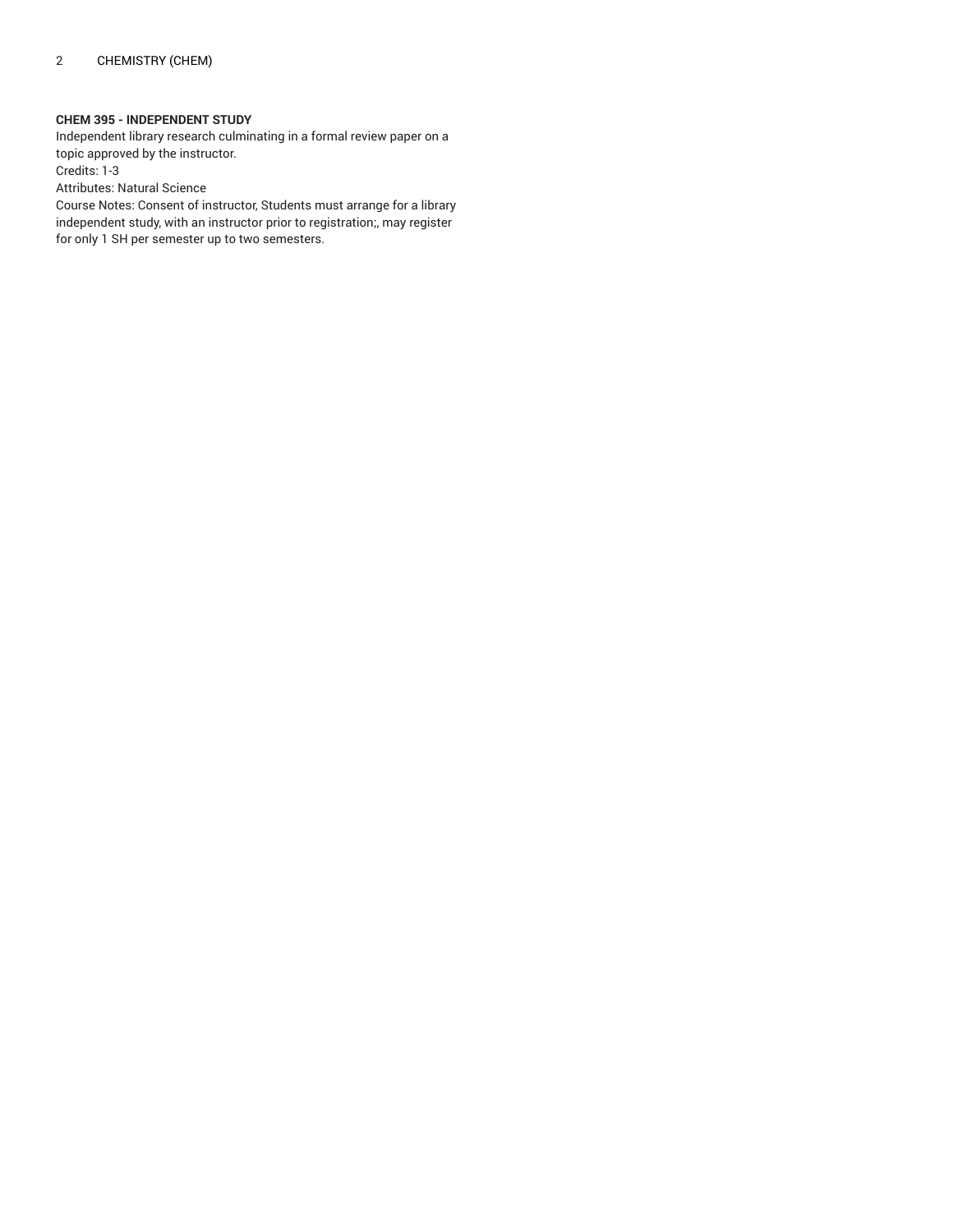**CHEM 395 - INDEPENDENT STUDY**

Independent library research culminating in a formal review paper on a topic approved by the instructor.

Credits: 1-3

Attributes: Natural Science

Course Notes: Consent of instructor, Students must arrange for a library independent study, with an instructor prior to registration;, may register for only 1 SH per semester up to two semesters.